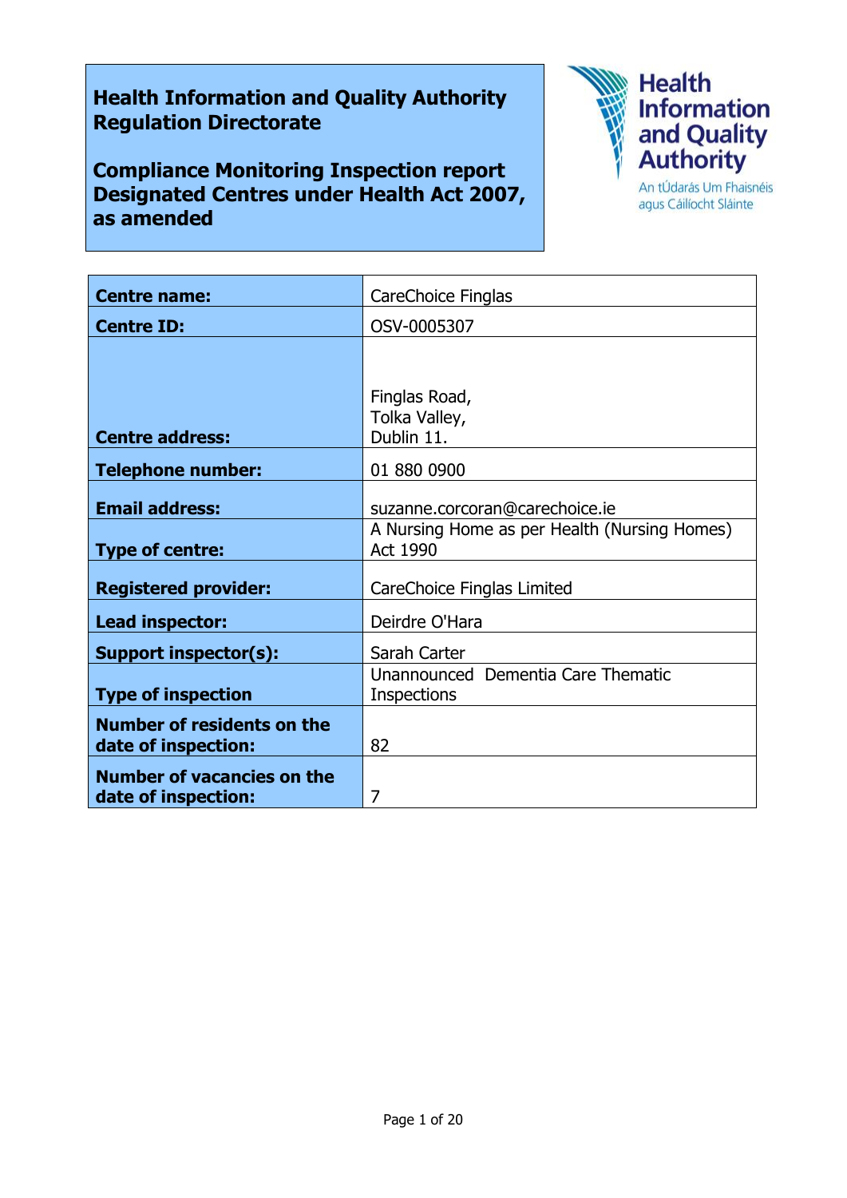**Health Information and Quality Authority**
**Regulation Directorate**

**Compliance Monitoring Inspection report**
**Designated Centres under Health Act 2007, as amended**

Health Information and Quality Authority
An tÚdarás Um Fhaisnéis agus Cáilíocht Sláinte

| | |
|---|---|
| **Centre name:** | CareChoice Finglas |
| **Centre ID:** | OSV-0005307 |
| **Centre address:** | Finglas Road,<br>Tolka Valley,<br>Dublin 11. |
| **Telephone number:** | 01 880 0900 |
| **Email address:** | suzanne.corcoran@carechoice.ie |
| **Type of centre:** | A Nursing Home as per Health (Nursing Homes) Act 1990 |
| **Registered provider:** | CareChoice Finglas Limited |
| **Lead inspector:** | Deirdre O'Hara |
| **Support inspector(s):** | Sarah Carter |
| **Type of inspection** | Unannounced Dementia Care Thematic Inspections |
| **Number of residents on the date of inspection:** | 82 |
| **Number of vacancies on the date of inspection:** | 7 |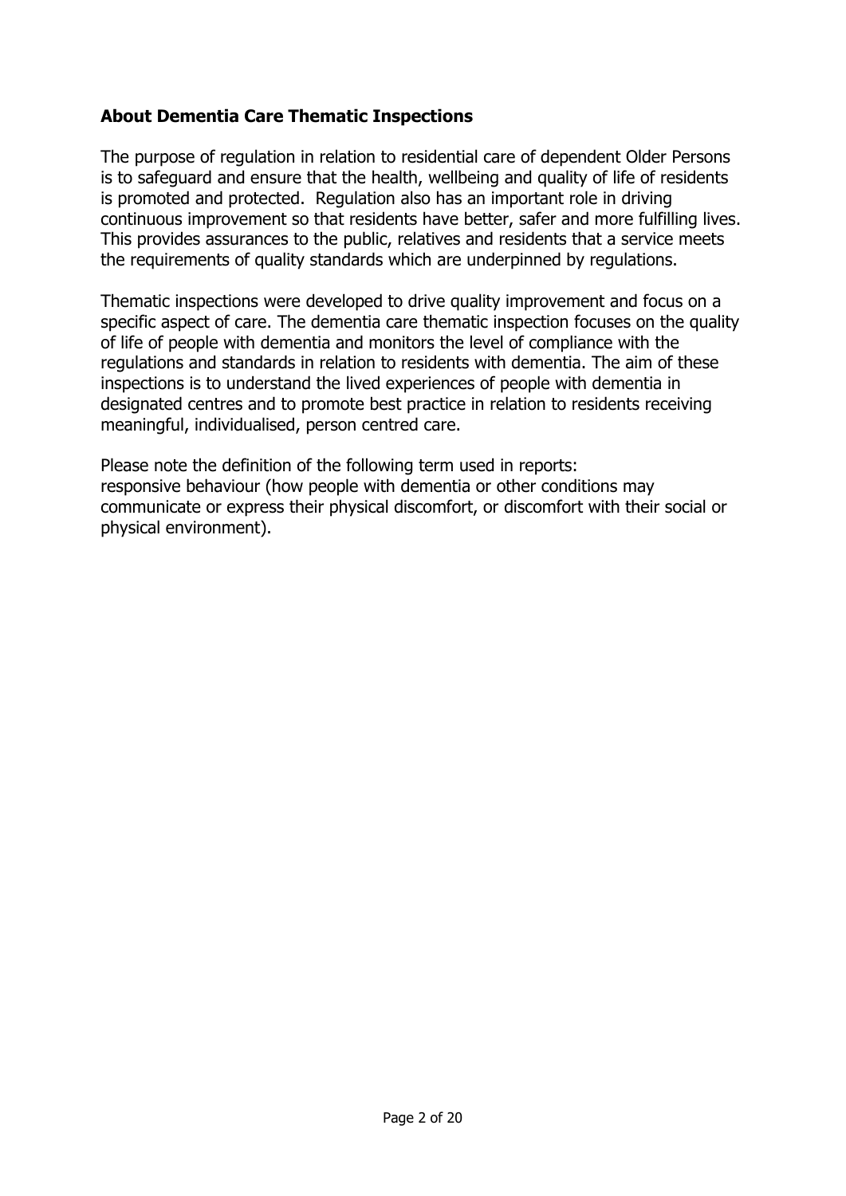## About Dementia Care Thematic Inspections

The purpose of regulation in relation to residential care of dependent Older Persons is to safeguard and ensure that the health, wellbeing and quality of life of residents is promoted and protected. Regulation also has an important role in driving continuous improvement so that residents have better, safer and more fulfilling lives. This provides assurances to the public, relatives and residents that a service meets the requirements of quality standards which are underpinned by regulations.

Thematic inspections were developed to drive quality improvement and focus on a specific aspect of care. The dementia care thematic inspection focuses on the quality of life of people with dementia and monitors the level of compliance with the regulations and standards in relation to residents with dementia. The aim of these inspections is to understand the lived experiences of people with dementia in designated centres and to promote best practice in relation to residents receiving meaningful, individualised, person centred care.

Please note the definition of the following term used in reports:
responsive behaviour (how people with dementia or other conditions may communicate or express their physical discomfort, or discomfort with their social or physical environment).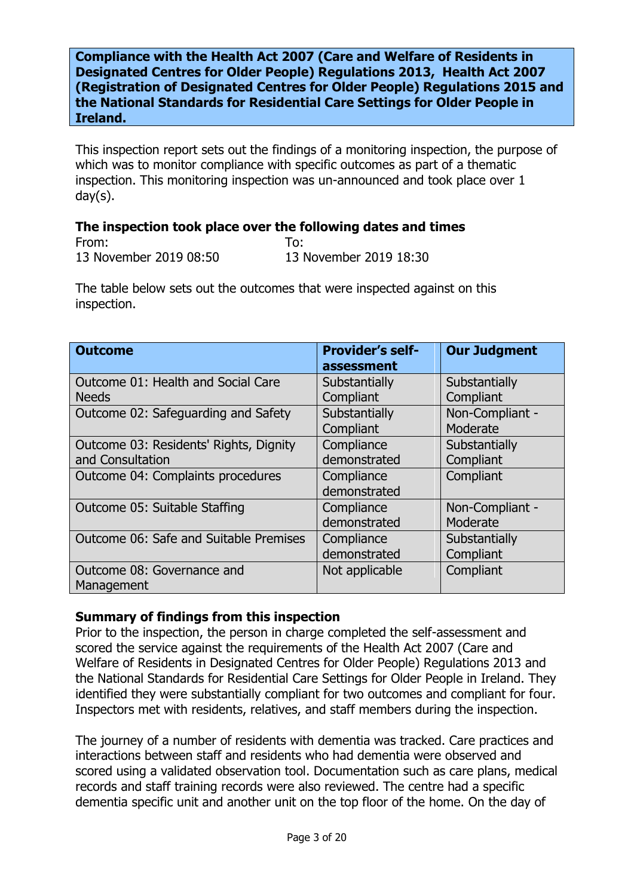**Compliance with the Health Act 2007 (Care and Welfare of Residents in Designated Centres for Older People) Regulations 2013, Health Act 2007 (Registration of Designated Centres for Older People) Regulations 2015 and the National Standards for Residential Care Settings for Older People in Ireland.**

This inspection report sets out the findings of a monitoring inspection, the purpose of which was to monitor compliance with specific outcomes as part of a thematic inspection. This monitoring inspection was un-announced and took place over 1 day(s).

### The inspection took place over the following dates and times

| From: | To: |
|---|---|
| 13 November 2019 08:50 | 13 November 2019 18:30 |

The table below sets out the outcomes that were inspected against on this inspection.

| Outcome | Provider's self-assessment | Our Judgment |
|---|---|---|
| Outcome 01: Health and Social Care Needs | Substantially Compliant | Substantially Compliant |
| Outcome 02: Safeguarding and Safety | Substantially Compliant | Non-Compliant - Moderate |
| Outcome 03: Residents' Rights, Dignity and Consultation | Compliance demonstrated | Substantially Compliant |
| Outcome 04: Complaints procedures | Compliance demonstrated | Compliant |
| Outcome 05: Suitable Staffing | Compliance demonstrated | Non-Compliant - Moderate |
| Outcome 06: Safe and Suitable Premises | Compliance demonstrated | Substantially Compliant |
| Outcome 08: Governance and Management | Not applicable | Compliant |

### Summary of findings from this inspection

Prior to the inspection, the person in charge completed the self-assessment and scored the service against the requirements of the Health Act 2007 (Care and Welfare of Residents in Designated Centres for Older People) Regulations 2013 and the National Standards for Residential Care Settings for Older People in Ireland. They identified they were substantially compliant for two outcomes and compliant for four. Inspectors met with residents, relatives, and staff members during the inspection.

The journey of a number of residents with dementia was tracked. Care practices and interactions between staff and residents who had dementia were observed and scored using a validated observation tool. Documentation such as care plans, medical records and staff training records were also reviewed. The centre had a specific dementia specific unit and another unit on the top floor of the home. On the day of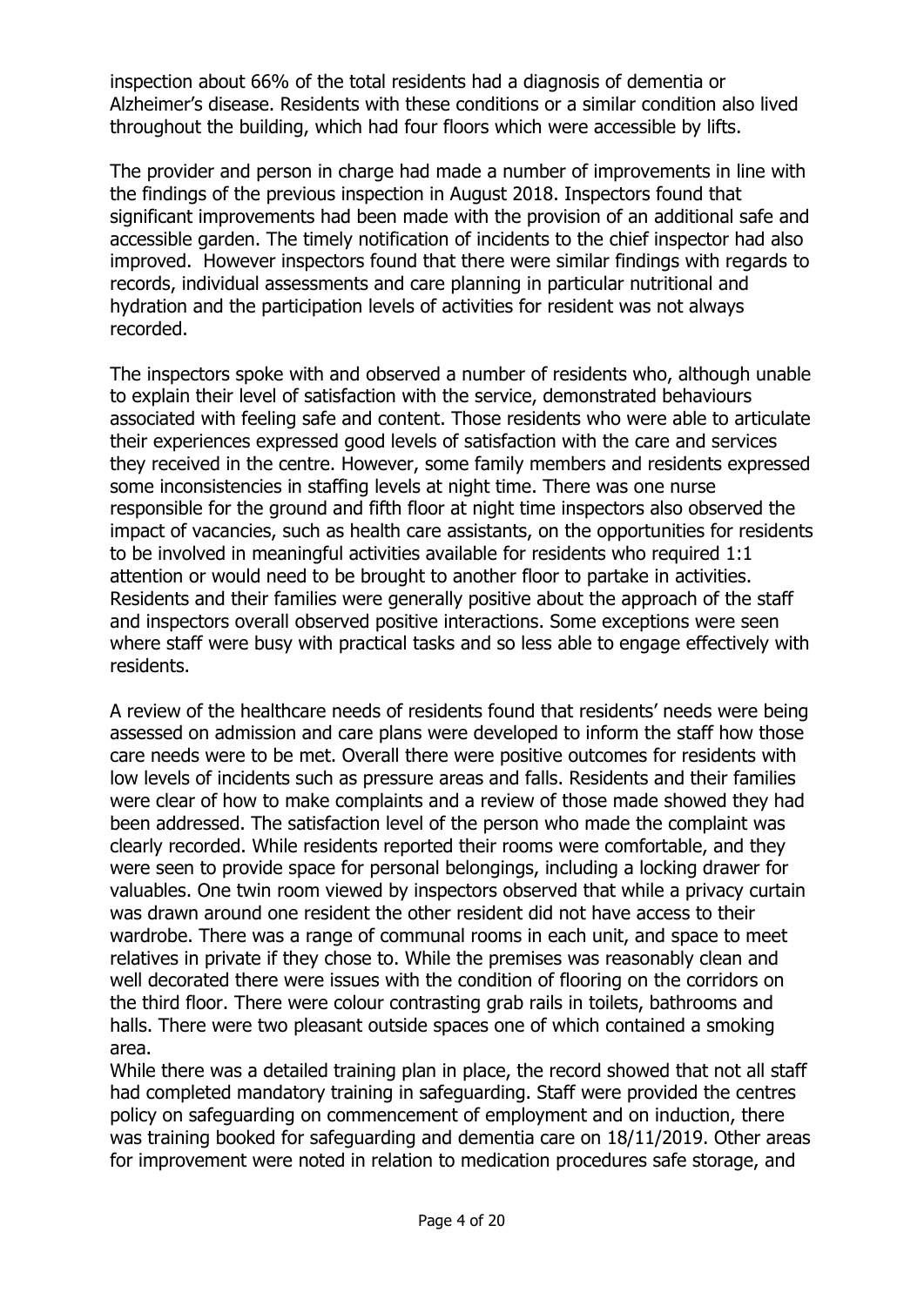inspection about 66% of the total residents had a diagnosis of dementia or Alzheimer's disease. Residents with these conditions or a similar condition also lived throughout the building, which had four floors which were accessible by lifts.

The provider and person in charge had made a number of improvements in line with the findings of the previous inspection in August 2018. Inspectors found that significant improvements had been made with the provision of an additional safe and accessible garden. The timely notification of incidents to the chief inspector had also improved. However inspectors found that there were similar findings with regards to records, individual assessments and care planning in particular nutritional and hydration and the participation levels of activities for resident was not always recorded.

The inspectors spoke with and observed a number of residents who, although unable to explain their level of satisfaction with the service, demonstrated behaviours associated with feeling safe and content. Those residents who were able to articulate their experiences expressed good levels of satisfaction with the care and services they received in the centre. However, some family members and residents expressed some inconsistencies in staffing levels at night time. There was one nurse responsible for the ground and fifth floor at night time inspectors also observed the impact of vacancies, such as health care assistants, on the opportunities for residents to be involved in meaningful activities available for residents who required 1:1 attention or would need to be brought to another floor to partake in activities. Residents and their families were generally positive about the approach of the staff and inspectors overall observed positive interactions. Some exceptions were seen where staff were busy with practical tasks and so less able to engage effectively with residents.

A review of the healthcare needs of residents found that residents' needs were being assessed on admission and care plans were developed to inform the staff how those care needs were to be met. Overall there were positive outcomes for residents with low levels of incidents such as pressure areas and falls. Residents and their families were clear of how to make complaints and a review of those made showed they had been addressed. The satisfaction level of the person who made the complaint was clearly recorded. While residents reported their rooms were comfortable, and they were seen to provide space for personal belongings, including a locking drawer for valuables. One twin room viewed by inspectors observed that while a privacy curtain was drawn around one resident the other resident did not have access to their wardrobe. There was a range of communal rooms in each unit, and space to meet relatives in private if they chose to. While the premises was reasonably clean and well decorated there were issues with the condition of flooring on the corridors on the third floor. There were colour contrasting grab rails in toilets, bathrooms and halls. There were two pleasant outside spaces one of which contained a smoking area.

While there was a detailed training plan in place, the record showed that not all staff had completed mandatory training in safeguarding. Staff were provided the centres policy on safeguarding on commencement of employment and on induction, there was training booked for safeguarding and dementia care on 18/11/2019. Other areas for improvement were noted in relation to medication procedures safe storage, and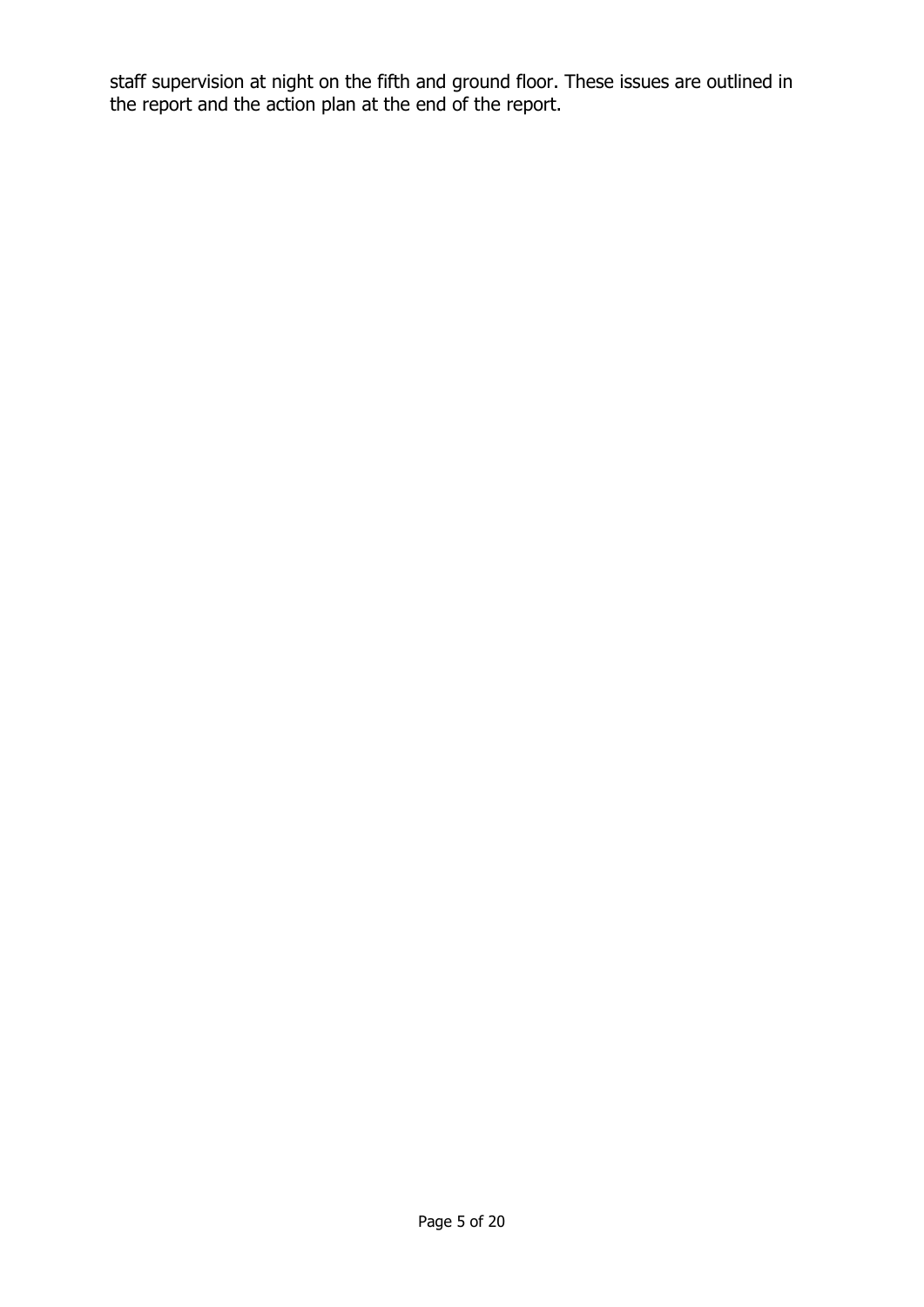staff supervision at night on the fifth and ground floor. These issues are outlined in the report and the action plan at the end of the report.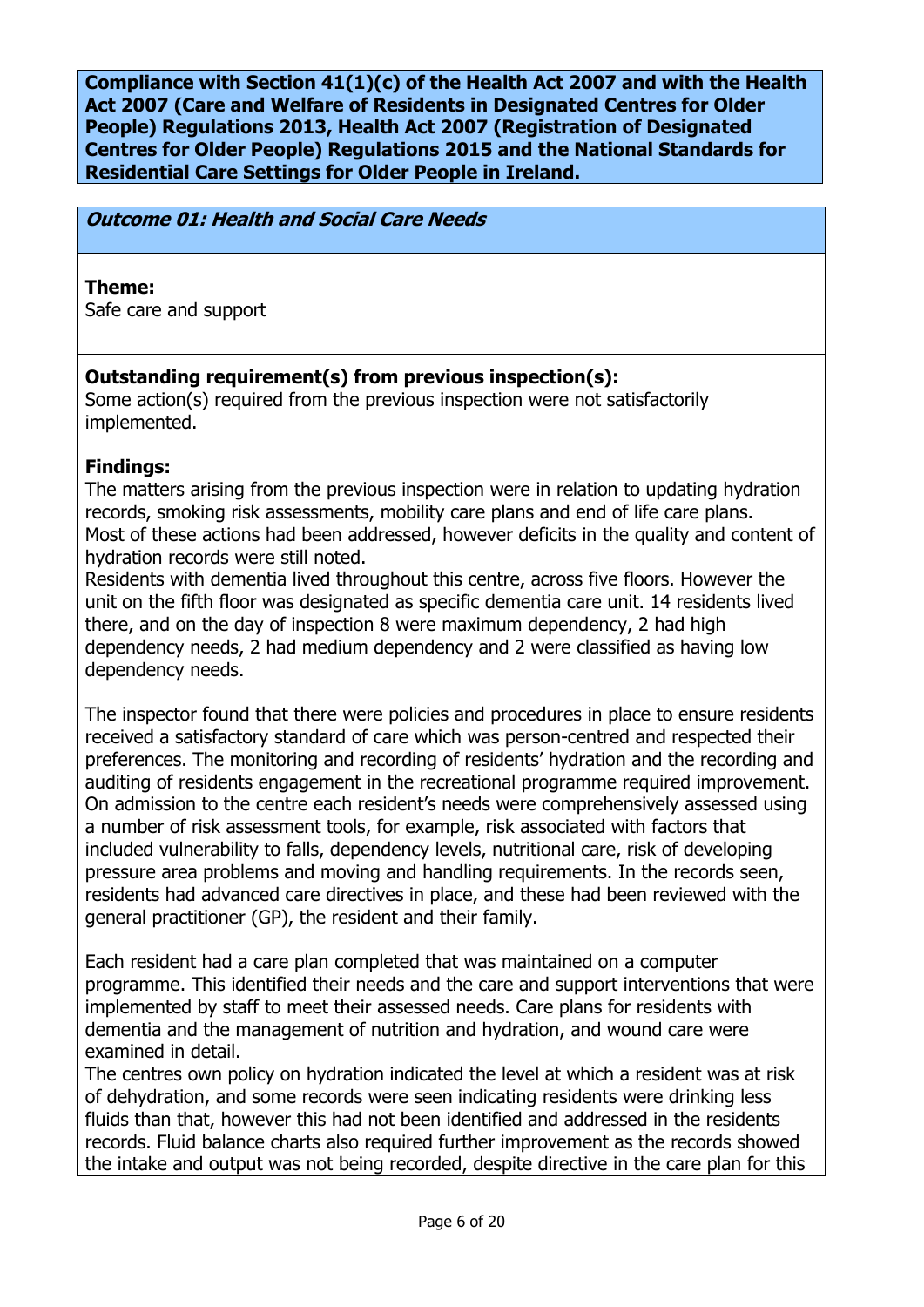**Compliance with Section 41(1)(c) of the Health Act 2007 and with the Health Act 2007 (Care and Welfare of Residents in Designated Centres for Older People) Regulations 2013, Health Act 2007 (Registration of Designated Centres for Older People) Regulations 2015 and the National Standards for Residential Care Settings for Older People in Ireland.**

***Outcome 01: Health and Social Care Needs***

**Theme:**
Safe care and support

**Outstanding requirement(s) from previous inspection(s):**
Some action(s) required from the previous inspection were not satisfactorily implemented.

**Findings:**
The matters arising from the previous inspection were in relation to updating hydration records, smoking risk assessments, mobility care plans and end of life care plans.
Most of these actions had been addressed, however deficits in the quality and content of hydration records were still noted.
Residents with dementia lived throughout this centre, across five floors. However the unit on the fifth floor was designated as specific dementia care unit. 14 residents lived there, and on the day of inspection 8 were maximum dependency, 2 had high dependency needs, 2 had medium dependency and 2 were classified as having low dependency needs.

The inspector found that there were policies and procedures in place to ensure residents received a satisfactory standard of care which was person-centred and respected their preferences. The monitoring and recording of residents' hydration and the recording and auditing of residents engagement in the recreational programme required improvement. On admission to the centre each resident's needs were comprehensively assessed using a number of risk assessment tools, for example, risk associated with factors that included vulnerability to falls, dependency levels, nutritional care, risk of developing pressure area problems and moving and handling requirements. In the records seen, residents had advanced care directives in place, and these had been reviewed with the general practitioner (GP), the resident and their family.

Each resident had a care plan completed that was maintained on a computer programme. This identified their needs and the care and support interventions that were implemented by staff to meet their assessed needs. Care plans for residents with dementia and the management of nutrition and hydration, and wound care were examined in detail.
The centres own policy on hydration indicated the level at which a resident was at risk of dehydration, and some records were seen indicating residents were drinking less fluids than that, however this had not been identified and addressed in the residents records. Fluid balance charts also required further improvement as the records showed the intake and output was not being recorded, despite directive in the care plan for this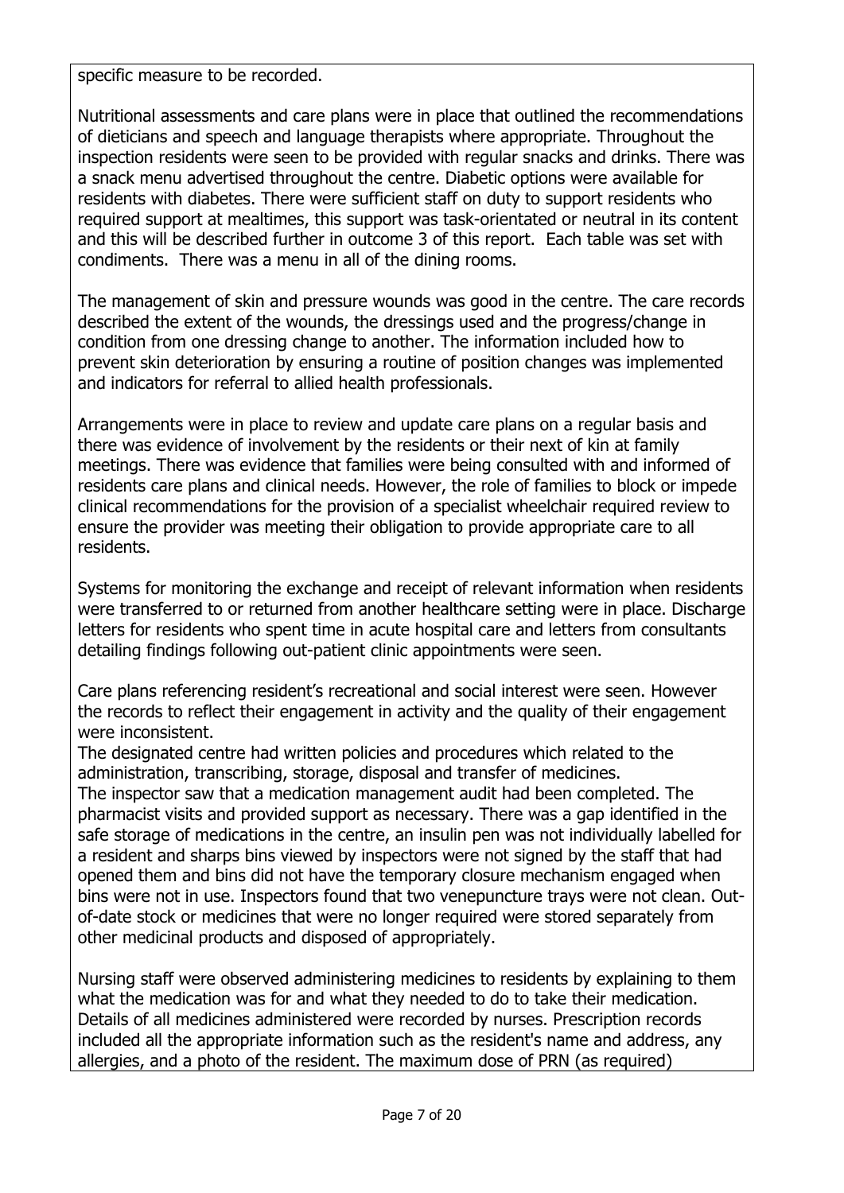specific measure to be recorded.

Nutritional assessments and care plans were in place that outlined the recommendations of dieticians and speech and language therapists where appropriate. Throughout the inspection residents were seen to be provided with regular snacks and drinks. There was a snack menu advertised throughout the centre. Diabetic options were available for residents with diabetes. There were sufficient staff on duty to support residents who required support at mealtimes, this support was task-orientated or neutral in its content and this will be described further in outcome 3 of this report. Each table was set with condiments. There was a menu in all of the dining rooms.

The management of skin and pressure wounds was good in the centre. The care records described the extent of the wounds, the dressings used and the progress/change in condition from one dressing change to another. The information included how to prevent skin deterioration by ensuring a routine of position changes was implemented and indicators for referral to allied health professionals.

Arrangements were in place to review and update care plans on a regular basis and there was evidence of involvement by the residents or their next of kin at family meetings. There was evidence that families were being consulted with and informed of residents care plans and clinical needs. However, the role of families to block or impede clinical recommendations for the provision of a specialist wheelchair required review to ensure the provider was meeting their obligation to provide appropriate care to all residents.

Systems for monitoring the exchange and receipt of relevant information when residents were transferred to or returned from another healthcare setting were in place. Discharge letters for residents who spent time in acute hospital care and letters from consultants detailing findings following out-patient clinic appointments were seen.

Care plans referencing resident's recreational and social interest were seen. However the records to reflect their engagement in activity and the quality of their engagement were inconsistent.

The designated centre had written policies and procedures which related to the administration, transcribing, storage, disposal and transfer of medicines.

The inspector saw that a medication management audit had been completed. The pharmacist visits and provided support as necessary. There was a gap identified in the safe storage of medications in the centre, an insulin pen was not individually labelled for a resident and sharps bins viewed by inspectors were not signed by the staff that had opened them and bins did not have the temporary closure mechanism engaged when bins were not in use. Inspectors found that two venepuncture trays were not clean. Out-of-date stock or medicines that were no longer required were stored separately from other medicinal products and disposed of appropriately.

Nursing staff were observed administering medicines to residents by explaining to them what the medication was for and what they needed to do to take their medication. Details of all medicines administered were recorded by nurses. Prescription records included all the appropriate information such as the resident's name and address, any allergies, and a photo of the resident. The maximum dose of PRN (as required)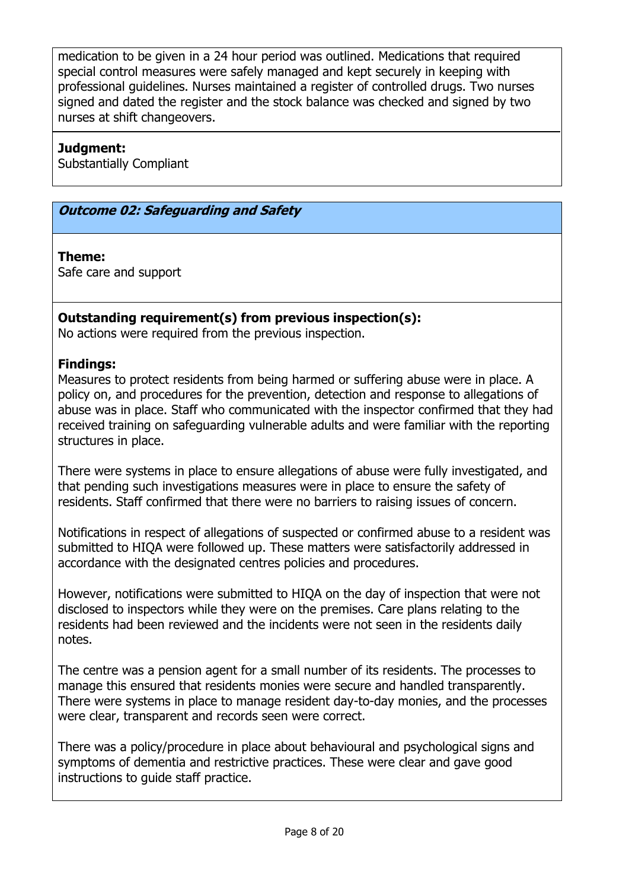medication to be given in a 24 hour period was outlined. Medications that required special control measures were safely managed and kept securely in keeping with professional guidelines. Nurses maintained a register of controlled drugs. Two nurses signed and dated the register and the stock balance was checked and signed by two nurses at shift changeovers.

**Judgment:**
Substantially Compliant

### *Outcome 02: Safeguarding and Safety*

**Theme:**
Safe care and support

**Outstanding requirement(s) from previous inspection(s):**
No actions were required from the previous inspection.

**Findings:**
Measures to protect residents from being harmed or suffering abuse were in place. A policy on, and procedures for the prevention, detection and response to allegations of abuse was in place. Staff who communicated with the inspector confirmed that they had received training on safeguarding vulnerable adults and were familiar with the reporting structures in place.

There were systems in place to ensure allegations of abuse were fully investigated, and that pending such investigations measures were in place to ensure the safety of residents. Staff confirmed that there were no barriers to raising issues of concern.

Notifications in respect of allegations of suspected or confirmed abuse to a resident was submitted to HIQA were followed up. These matters were satisfactorily addressed in accordance with the designated centres policies and procedures.

However, notifications were submitted to HIQA on the day of inspection that were not disclosed to inspectors while they were on the premises. Care plans relating to the residents had been reviewed and the incidents were not seen in the residents daily notes.

The centre was a pension agent for a small number of its residents. The processes to manage this ensured that residents monies were secure and handled transparently. There were systems in place to manage resident day-to-day monies, and the processes were clear, transparent and records seen were correct.

There was a policy/procedure in place about behavioural and psychological signs and symptoms of dementia and restrictive practices. These were clear and gave good instructions to guide staff practice.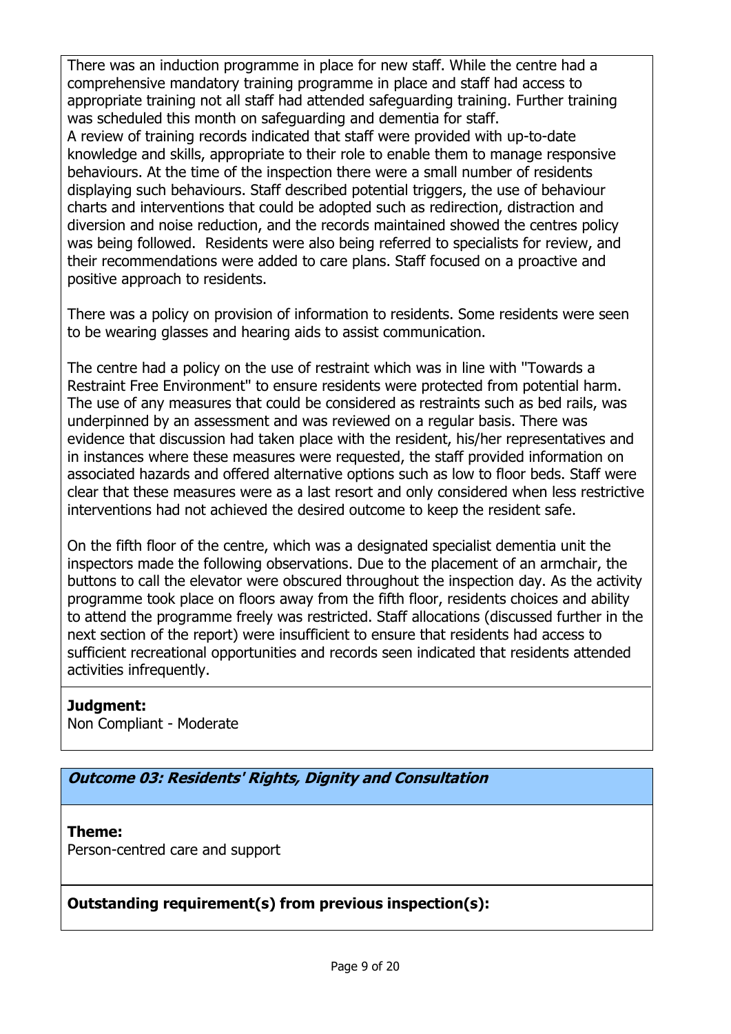There was an induction programme in place for new staff. While the centre had a comprehensive mandatory training programme in place and staff had access to appropriate training not all staff had attended safeguarding training. Further training was scheduled this month on safeguarding and dementia for staff.
A review of training records indicated that staff were provided with up-to-date knowledge and skills, appropriate to their role to enable them to manage responsive behaviours. At the time of the inspection there were a small number of residents displaying such behaviours. Staff described potential triggers, the use of behaviour charts and interventions that could be adopted such as redirection, distraction and diversion and noise reduction, and the records maintained showed the centres policy was being followed. Residents were also being referred to specialists for review, and their recommendations were added to care plans. Staff focused on a proactive and positive approach to residents.

There was a policy on provision of information to residents. Some residents were seen to be wearing glasses and hearing aids to assist communication.

The centre had a policy on the use of restraint which was in line with "Towards a Restraint Free Environment" to ensure residents were protected from potential harm. The use of any measures that could be considered as restraints such as bed rails, was underpinned by an assessment and was reviewed on a regular basis. There was evidence that discussion had taken place with the resident, his/her representatives and in instances where these measures were requested, the staff provided information on associated hazards and offered alternative options such as low to floor beds. Staff were clear that these measures were as a last resort and only considered when less restrictive interventions had not achieved the desired outcome to keep the resident safe.

On the fifth floor of the centre, which was a designated specialist dementia unit the inspectors made the following observations. Due to the placement of an armchair, the buttons to call the elevator were obscured throughout the inspection day. As the activity programme took place on floors away from the fifth floor, residents choices and ability to attend the programme freely was restricted. Staff allocations (discussed further in the next section of the report) were insufficient to ensure that residents had access to sufficient recreational opportunities and records seen indicated that residents attended activities infrequently.

**Judgment:**
Non Compliant - Moderate

### *Outcome 03: Residents' Rights, Dignity and Consultation*

**Theme:**
Person-centred care and support

**Outstanding requirement(s) from previous inspection(s):**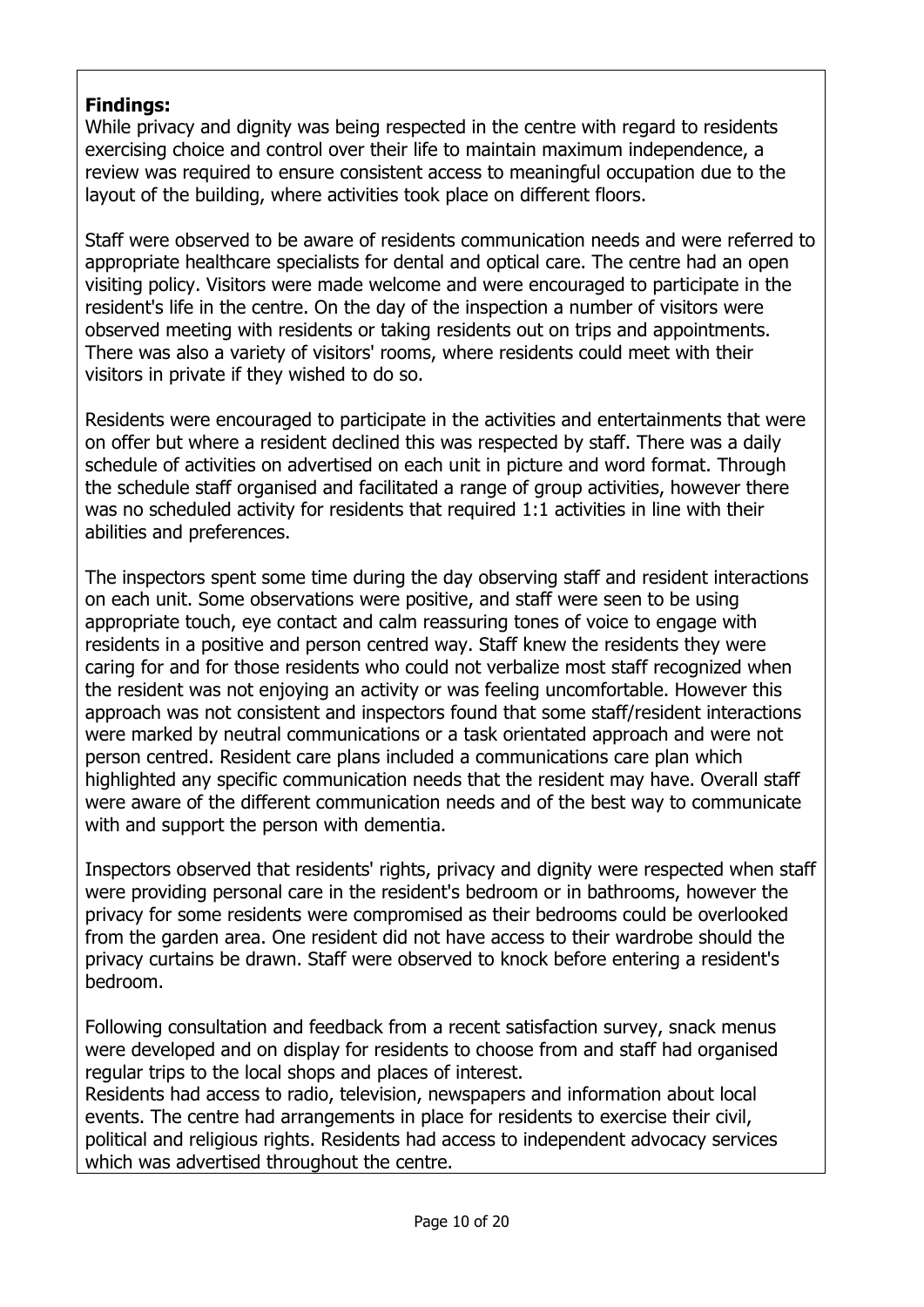**Findings:**

While privacy and dignity was being respected in the centre with regard to residents exercising choice and control over their life to maintain maximum independence, a review was required to ensure consistent access to meaningful occupation due to the layout of the building, where activities took place on different floors.

Staff were observed to be aware of residents communication needs and were referred to appropriate healthcare specialists for dental and optical care. The centre had an open visiting policy. Visitors were made welcome and were encouraged to participate in the resident's life in the centre. On the day of the inspection a number of visitors were observed meeting with residents or taking residents out on trips and appointments. There was also a variety of visitors' rooms, where residents could meet with their visitors in private if they wished to do so.

Residents were encouraged to participate in the activities and entertainments that were on offer but where a resident declined this was respected by staff. There was a daily schedule of activities on advertised on each unit in picture and word format. Through the schedule staff organised and facilitated a range of group activities, however there was no scheduled activity for residents that required 1:1 activities in line with their abilities and preferences.

The inspectors spent some time during the day observing staff and resident interactions on each unit. Some observations were positive, and staff were seen to be using appropriate touch, eye contact and calm reassuring tones of voice to engage with residents in a positive and person centred way. Staff knew the residents they were caring for and for those residents who could not verbalize most staff recognized when the resident was not enjoying an activity or was feeling uncomfortable. However this approach was not consistent and inspectors found that some staff/resident interactions were marked by neutral communications or a task orientated approach and were not person centred. Resident care plans included a communications care plan which highlighted any specific communication needs that the resident may have. Overall staff were aware of the different communication needs and of the best way to communicate with and support the person with dementia.

Inspectors observed that residents' rights, privacy and dignity were respected when staff were providing personal care in the resident's bedroom or in bathrooms, however the privacy for some residents were compromised as their bedrooms could be overlooked from the garden area. One resident did not have access to their wardrobe should the privacy curtains be drawn. Staff were observed to knock before entering a resident's bedroom.

Following consultation and feedback from a recent satisfaction survey, snack menus were developed and on display for residents to choose from and staff had organised regular trips to the local shops and places of interest.
Residents had access to radio, television, newspapers and information about local events. The centre had arrangements in place for residents to exercise their civil, political and religious rights. Residents had access to independent advocacy services which was advertised throughout the centre.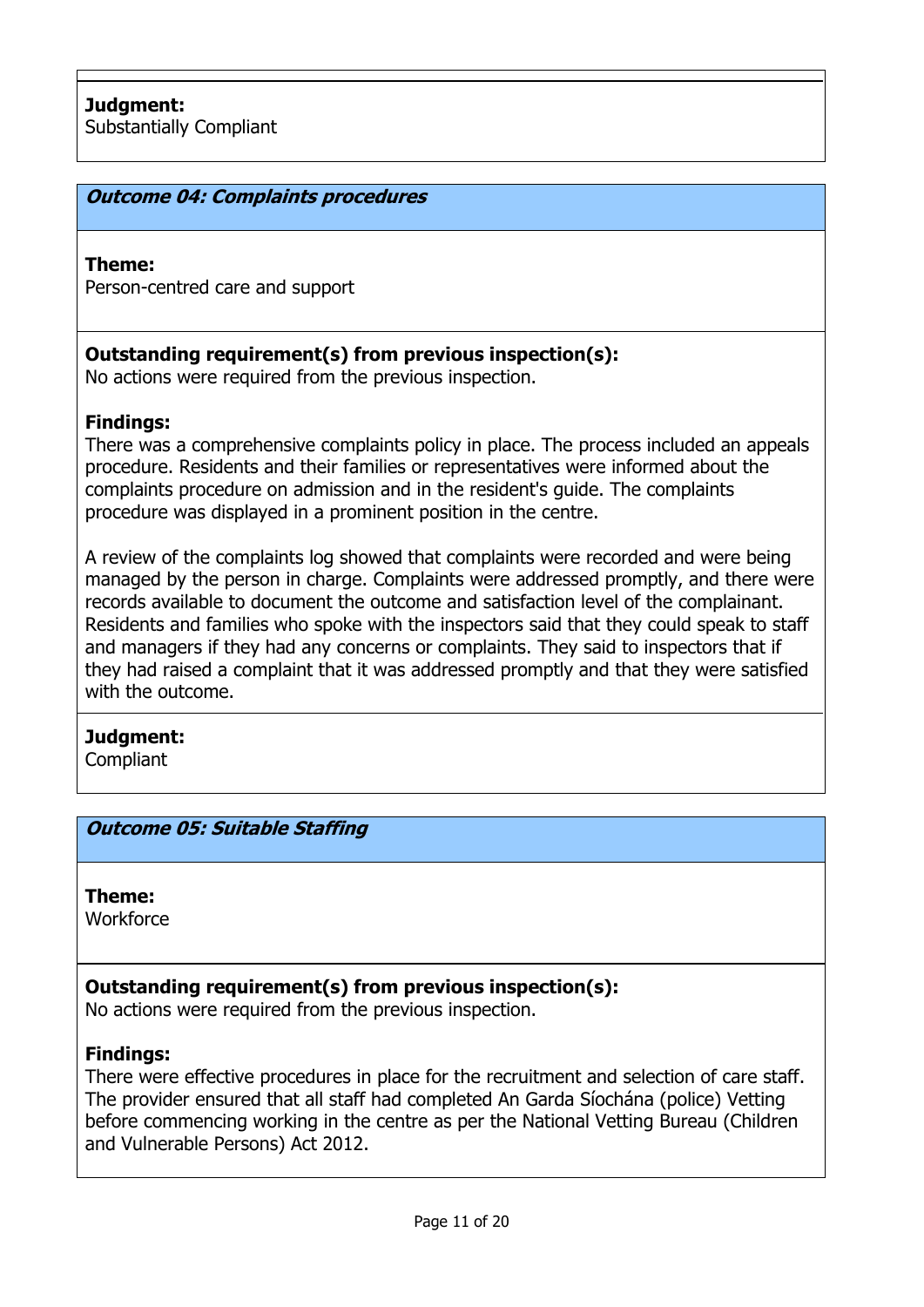**Judgment:**
Substantially Compliant

### *Outcome 04: Complaints procedures*

**Theme:**
Person-centred care and support

**Outstanding requirement(s) from previous inspection(s):**
No actions were required from the previous inspection.

**Findings:**
There was a comprehensive complaints policy in place. The process included an appeals procedure. Residents and their families or representatives were informed about the complaints procedure on admission and in the resident's guide. The complaints procedure was displayed in a prominent position in the centre.

A review of the complaints log showed that complaints were recorded and were being managed by the person in charge. Complaints were addressed promptly, and there were records available to document the outcome and satisfaction level of the complainant. Residents and families who spoke with the inspectors said that they could speak to staff and managers if they had any concerns or complaints. They said to inspectors that if they had raised a complaint that it was addressed promptly and that they were satisfied with the outcome.

**Judgment:**
Compliant

### *Outcome 05: Suitable Staffing*

**Theme:**
Workforce

**Outstanding requirement(s) from previous inspection(s):**
No actions were required from the previous inspection.

**Findings:**
There were effective procedures in place for the recruitment and selection of care staff. The provider ensured that all staff had completed An Garda Síochána (police) Vetting before commencing working in the centre as per the National Vetting Bureau (Children and Vulnerable Persons) Act 2012.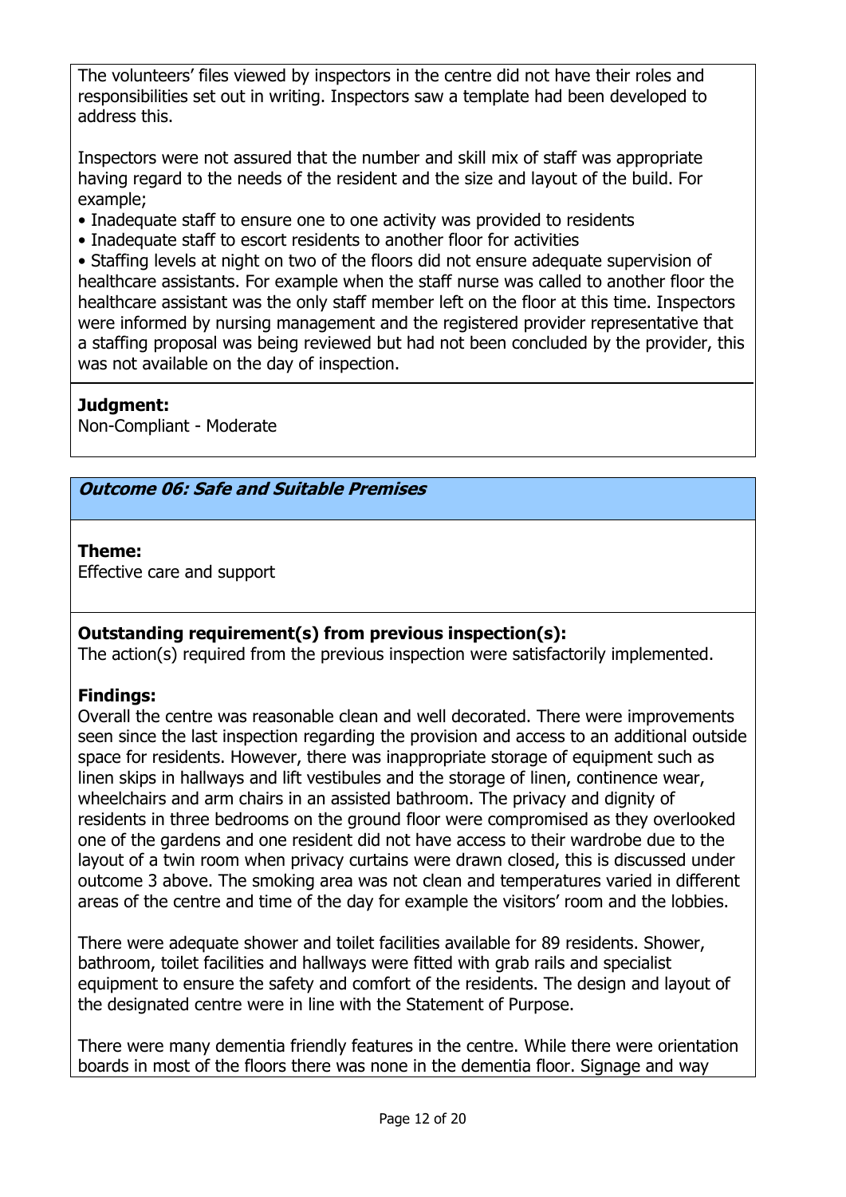The volunteers' files viewed by inspectors in the centre did not have their roles and responsibilities set out in writing. Inspectors saw a template had been developed to address this.

Inspectors were not assured that the number and skill mix of staff was appropriate having regard to the needs of the resident and the size and layout of the build. For example;

- Inadequate staff to ensure one to one activity was provided to residents
- Inadequate staff to escort residents to another floor for activities
- Staffing levels at night on two of the floors did not ensure adequate supervision of healthcare assistants. For example when the staff nurse was called to another floor the healthcare assistant was the only staff member left on the floor at this time. Inspectors were informed by nursing management and the registered provider representative that a staffing proposal was being reviewed but had not been concluded by the provider, this was not available on the day of inspection.

**Judgment:**
Non-Compliant - Moderate

## *Outcome 06: Safe and Suitable Premises*

**Theme:**
Effective care and support

**Outstanding requirement(s) from previous inspection(s):**
The action(s) required from the previous inspection were satisfactorily implemented.

**Findings:**
Overall the centre was reasonable clean and well decorated. There were improvements seen since the last inspection regarding the provision and access to an additional outside space for residents. However, there was inappropriate storage of equipment such as linen skips in hallways and lift vestibules and the storage of linen, continence wear, wheelchairs and arm chairs in an assisted bathroom. The privacy and dignity of residents in three bedrooms on the ground floor were compromised as they overlooked one of the gardens and one resident did not have access to their wardrobe due to the layout of a twin room when privacy curtains were drawn closed, this is discussed under outcome 3 above. The smoking area was not clean and temperatures varied in different areas of the centre and time of the day for example the visitors' room and the lobbies.

There were adequate shower and toilet facilities available for 89 residents. Shower, bathroom, toilet facilities and hallways were fitted with grab rails and specialist equipment to ensure the safety and comfort of the residents. The design and layout of the designated centre were in line with the Statement of Purpose.

There were many dementia friendly features in the centre. While there were orientation boards in most of the floors there was none in the dementia floor. Signage and way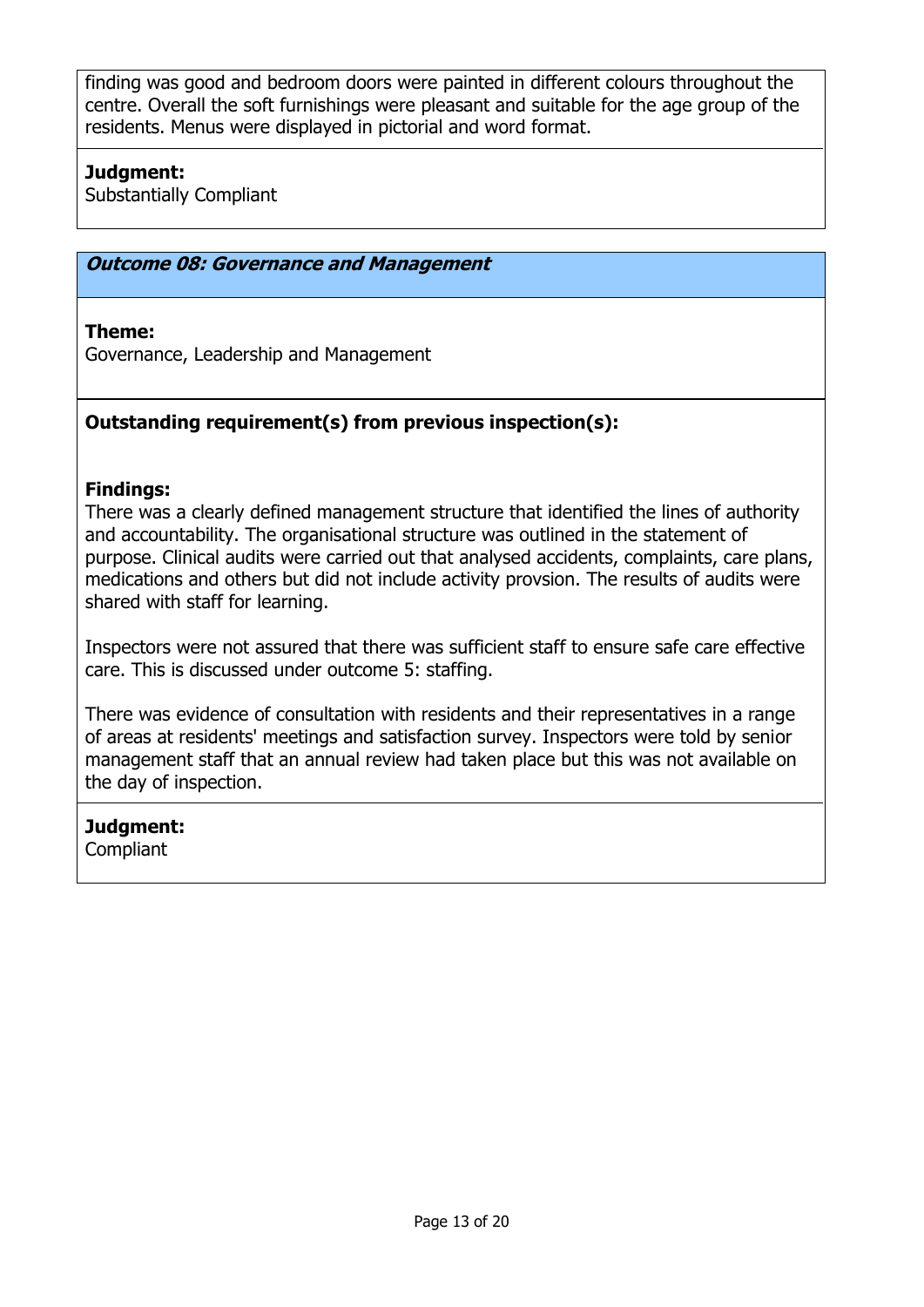finding was good and bedroom doors were painted in different colours throughout the centre. Overall the soft furnishings were pleasant and suitable for the age group of the residents. Menus were displayed in pictorial and word format.

**Judgment:**
Substantially Compliant

### *Outcome 08: Governance and Management*

**Theme:**
Governance, Leadership and Management

**Outstanding requirement(s) from previous inspection(s):**

**Findings:**
There was a clearly defined management structure that identified the lines of authority and accountability. The organisational structure was outlined in the statement of purpose. Clinical audits were carried out that analysed accidents, complaints, care plans, medications and others but did not include activity provsion. The results of audits were shared with staff for learning.

Inspectors were not assured that there was sufficient staff to ensure safe care effective care. This is discussed under outcome 5: staffing.

There was evidence of consultation with residents and their representatives in a range of areas at residents' meetings and satisfaction survey. Inspectors were told by senior management staff that an annual review had taken place but this was not available on the day of inspection.

**Judgment:**
Compliant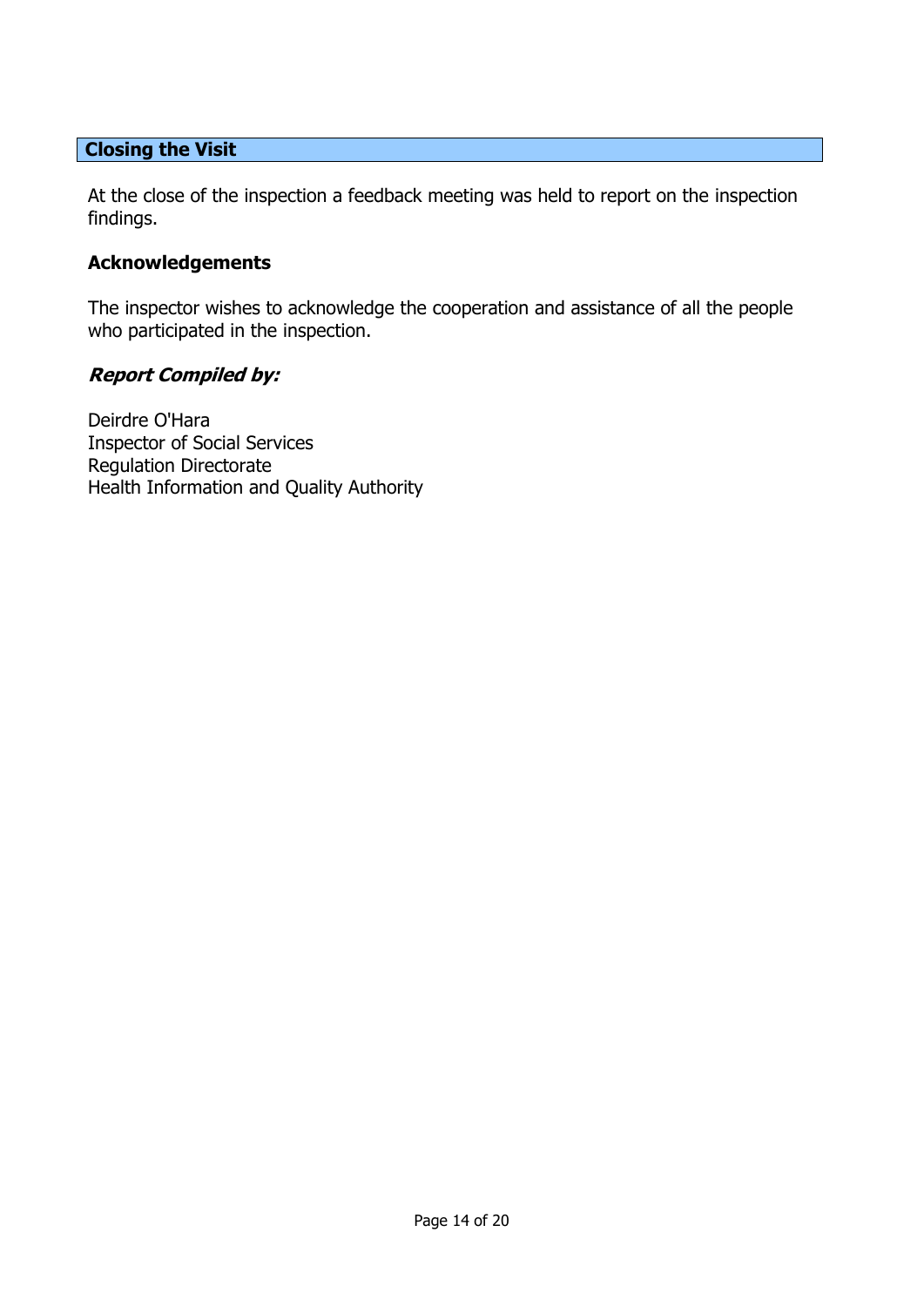## Closing the Visit

At the close of the inspection a feedback meeting was held to report on the inspection findings.

### Acknowledgements

The inspector wishes to acknowledge the cooperation and assistance of all the people who participated in the inspection.

### *Report Compiled by:*

Deirdre O'Hara
Inspector of Social Services
Regulation Directorate
Health Information and Quality Authority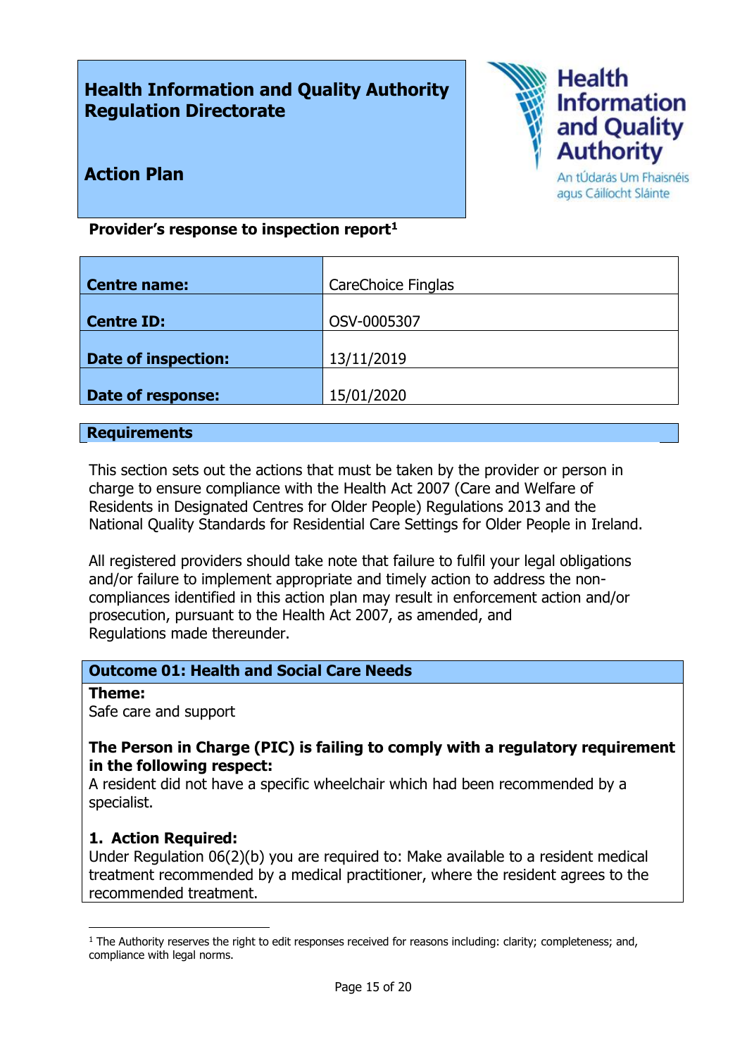**Health Information and Quality Authority**
**Regulation Directorate**

**Action Plan**

**Provider's response to inspection report**[1]

| | |
|---|---|
| **Centre name:** | CareChoice Finglas |
| **Centre ID:** | OSV-0005307 |
| **Date of inspection:** | 13/11/2019 |
| **Date of response:** | 15/01/2020 |

## Requirements

This section sets out the actions that must be taken by the provider or person in charge to ensure compliance with the Health Act 2007 (Care and Welfare of Residents in Designated Centres for Older People) Regulations 2013 and the National Quality Standards for Residential Care Settings for Older People in Ireland.

All registered providers should take note that failure to fulfil your legal obligations and/or failure to implement appropriate and timely action to address the non-compliances identified in this action plan may result in enforcement action and/or prosecution, pursuant to the Health Act 2007, as amended, and Regulations made thereunder.

### Outcome 01: Health and Social Care Needs

**Theme:**
Safe care and support

**The Person in Charge (PIC) is failing to comply with a regulatory requirement in the following respect:**
A resident did not have a specific wheelchair which had been recommended by a specialist.

**1. Action Required:**
Under Regulation 06(2)(b) you are required to: Make available to a resident medical treatment recommended by a medical practitioner, where the resident agrees to the recommended treatment.

[1] The Authority reserves the right to edit responses received for reasons including: clarity; completeness; and, compliance with legal norms.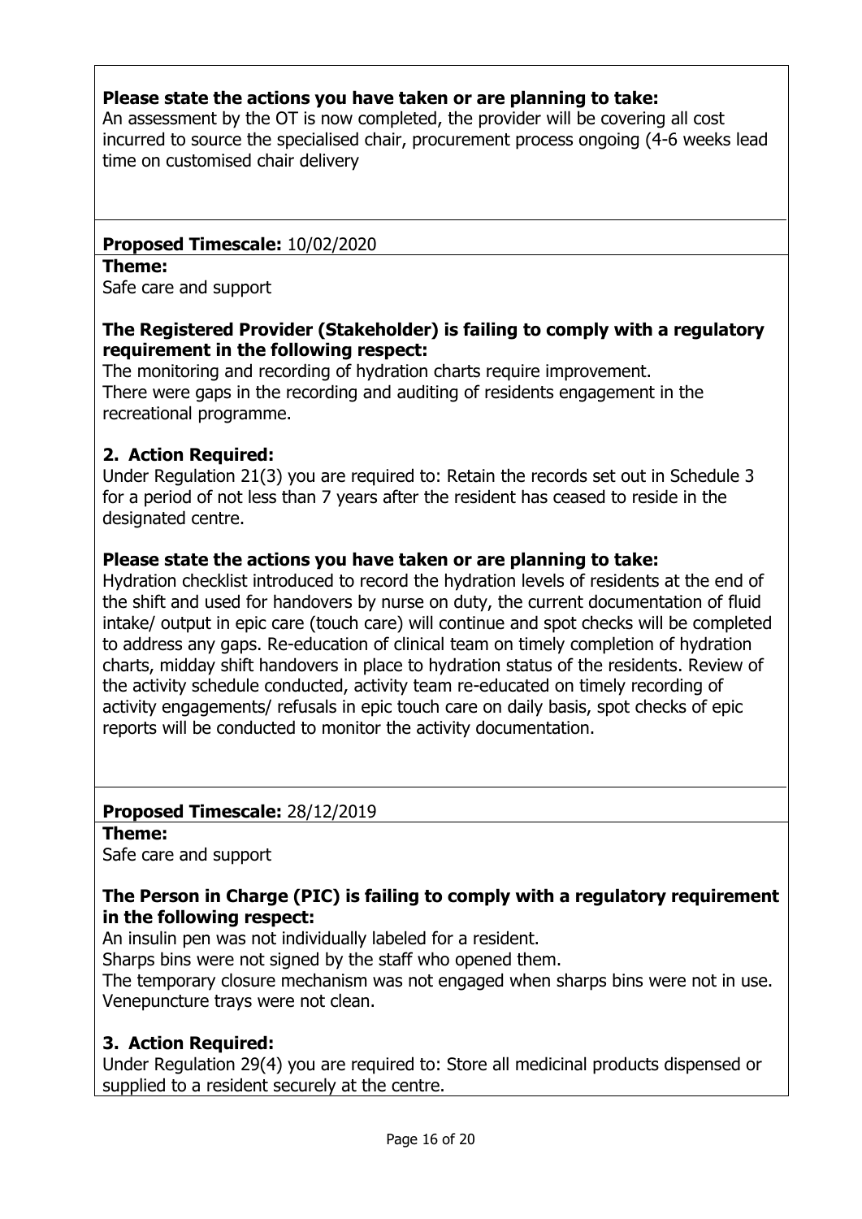**Please state the actions you have taken or are planning to take:**
An assessment by the OT is now completed, the provider will be covering all cost incurred to source the specialised chair, procurement process ongoing (4-6 weeks lead time on customised chair delivery

**Proposed Timescale:** 10/02/2020

**Theme:**
Safe care and support

**The Registered Provider (Stakeholder) is failing to comply with a regulatory requirement in the following respect:**
The monitoring and recording of hydration charts require improvement.
There were gaps in the recording and auditing of residents engagement in the recreational programme.

**2. Action Required:**
Under Regulation 21(3) you are required to: Retain the records set out in Schedule 3 for a period of not less than 7 years after the resident has ceased to reside in the designated centre.

**Please state the actions you have taken or are planning to take:**
Hydration checklist introduced to record the hydration levels of residents at the end of the shift and used for handovers by nurse on duty, the current documentation of fluid intake/ output in epic care (touch care) will continue and spot checks will be completed to address any gaps. Re-education of clinical team on timely completion of hydration charts, midday shift handovers in place to hydration status of the residents. Review of the activity schedule conducted, activity team re-educated on timely recording of activity engagements/ refusals in epic touch care on daily basis, spot checks of epic reports will be conducted to monitor the activity documentation.

**Proposed Timescale:** 28/12/2019

**Theme:**
Safe care and support

**The Person in Charge (PIC) is failing to comply with a regulatory requirement in the following respect:**
An insulin pen was not individually labeled for a resident.
Sharps bins were not signed by the staff who opened them.
The temporary closure mechanism was not engaged when sharps bins were not in use.
Venepuncture trays were not clean.

**3. Action Required:**
Under Regulation 29(4) you are required to: Store all medicinal products dispensed or supplied to a resident securely at the centre.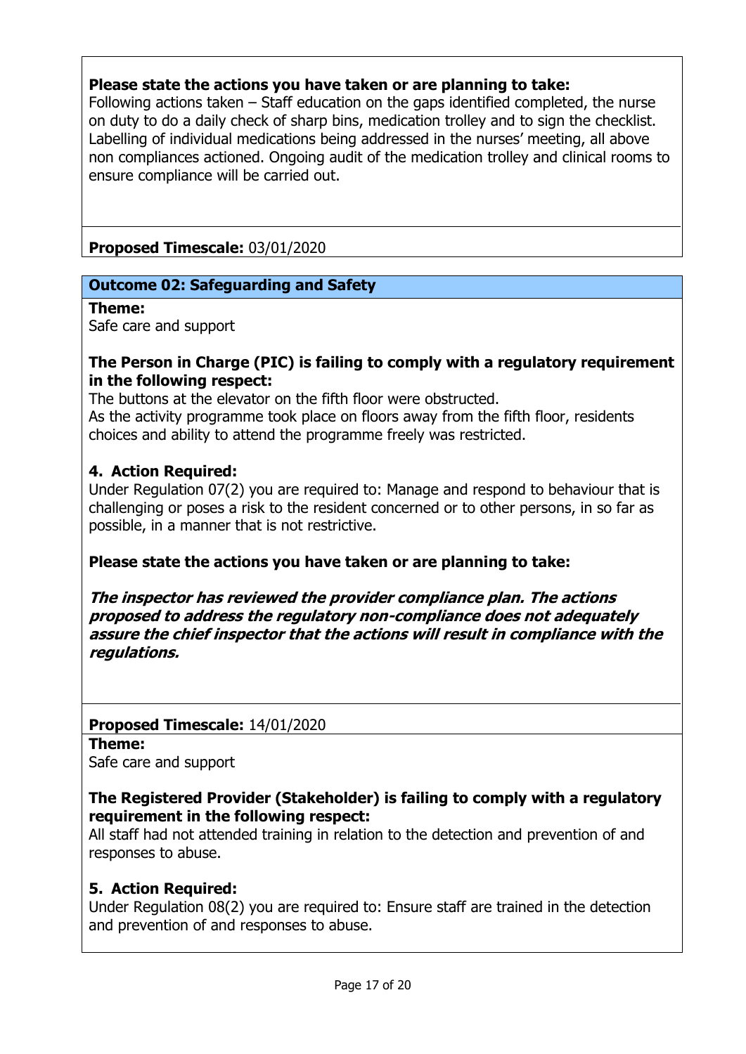**Please state the actions you have taken or are planning to take:**
Following actions taken – Staff education on the gaps identified completed, the nurse on duty to do a daily check of sharp bins, medication trolley and to sign the checklist. Labelling of individual medications being addressed in the nurses' meeting, all above non compliances actioned. Ongoing audit of the medication trolley and clinical rooms to ensure compliance will be carried out.

**Proposed Timescale:** 03/01/2020

## Outcome 02: Safeguarding and Safety

**Theme:**
Safe care and support

**The Person in Charge (PIC) is failing to comply with a regulatory requirement in the following respect:**
The buttons at the elevator on the fifth floor were obstructed.
As the activity programme took place on floors away from the fifth floor, residents choices and ability to attend the programme freely was restricted.

**4. Action Required:**
Under Regulation 07(2) you are required to: Manage and respond to behaviour that is challenging or poses a risk to the resident concerned or to other persons, in so far as possible, in a manner that is not restrictive.

**Please state the actions you have taken or are planning to take:**

***The inspector has reviewed the provider compliance plan. The actions proposed to address the regulatory non-compliance does not adequately assure the chief inspector that the actions will result in compliance with the regulations.***

**Proposed Timescale:** 14/01/2020

**Theme:**
Safe care and support

**The Registered Provider (Stakeholder) is failing to comply with a regulatory requirement in the following respect:**
All staff had not attended training in relation to the detection and prevention of and responses to abuse.

**5. Action Required:**
Under Regulation 08(2) you are required to: Ensure staff are trained in the detection and prevention of and responses to abuse.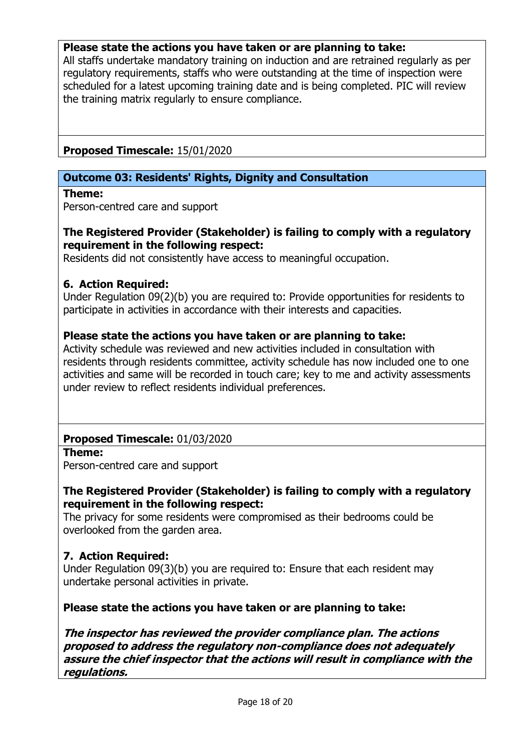**Please state the actions you have taken or are planning to take:**
All staffs undertake mandatory training on induction and are retrained regularly as per regulatory requirements, staffs who were outstanding at the time of inspection were scheduled for a latest upcoming training date and is being completed. PIC will review the training matrix regularly to ensure compliance.

**Proposed Timescale:** 15/01/2020

## Outcome 03: Residents' Rights, Dignity and Consultation

**Theme:**
Person-centred care and support

**The Registered Provider (Stakeholder) is failing to comply with a regulatory requirement in the following respect:**
Residents did not consistently have access to meaningful occupation.

### 6. Action Required:
Under Regulation 09(2)(b) you are required to: Provide opportunities for residents to participate in activities in accordance with their interests and capacities.

**Please state the actions you have taken or are planning to take:**
Activity schedule was reviewed and new activities included in consultation with residents through residents committee, activity schedule has now included one to one activities and same will be recorded in touch care; key to me and activity assessments under review to reflect residents individual preferences.

**Proposed Timescale:** 01/03/2020

**Theme:**
Person-centred care and support

**The Registered Provider (Stakeholder) is failing to comply with a regulatory requirement in the following respect:**
The privacy for some residents were compromised as their bedrooms could be overlooked from the garden area.

### 7. Action Required:
Under Regulation 09(3)(b) you are required to: Ensure that each resident may undertake personal activities in private.

**Please state the actions you have taken or are planning to take:**

***The inspector has reviewed the provider compliance plan. The actions proposed to address the regulatory non-compliance does not adequately assure the chief inspector that the actions will result in compliance with the regulations.***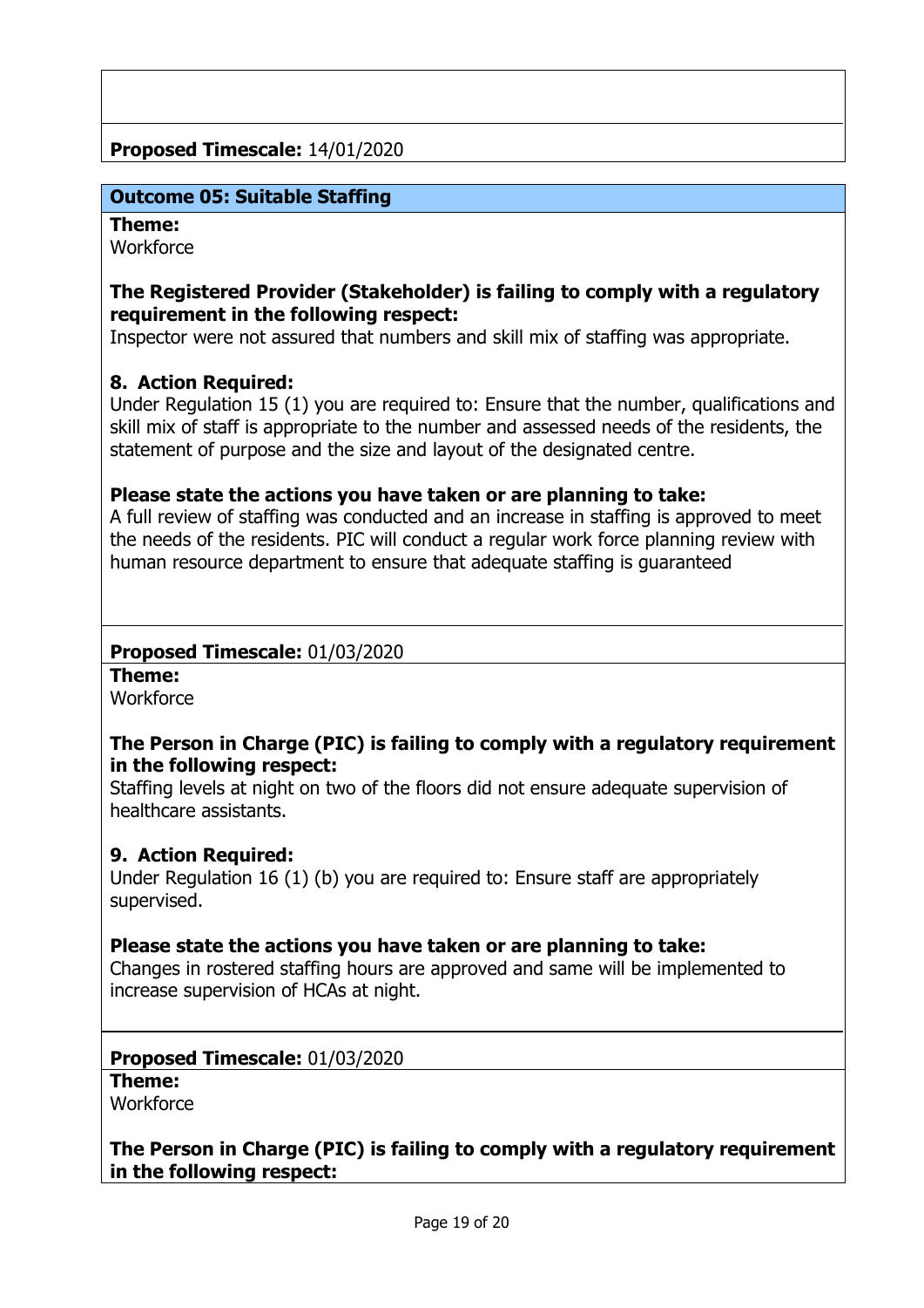**Proposed Timescale:** 14/01/2020

## Outcome 05: Suitable Staffing

**Theme:**
Workforce

**The Registered Provider (Stakeholder) is failing to comply with a regulatory requirement in the following respect:**
Inspector were not assured that numbers and skill mix of staffing was appropriate.

**8. Action Required:**
Under Regulation 15 (1) you are required to: Ensure that the number, qualifications and skill mix of staff is appropriate to the number and assessed needs of the residents, the statement of purpose and the size and layout of the designated centre.

**Please state the actions you have taken or are planning to take:**
A full review of staffing was conducted and an increase in staffing is approved to meet the needs of the residents. PIC will conduct a regular work force planning review with human resource department to ensure that adequate staffing is guaranteed

**Proposed Timescale:** 01/03/2020

**Theme:**
Workforce

**The Person in Charge (PIC) is failing to comply with a regulatory requirement in the following respect:**
Staffing levels at night on two of the floors did not ensure adequate supervision of healthcare assistants.

**9. Action Required:**
Under Regulation 16 (1) (b) you are required to: Ensure staff are appropriately supervised.

**Please state the actions you have taken or are planning to take:**
Changes in rostered staffing hours are approved and same will be implemented to increase supervision of HCAs at night.

**Proposed Timescale:** 01/03/2020

**Theme:**
Workforce

**The Person in Charge (PIC) is failing to comply with a regulatory requirement in the following respect:**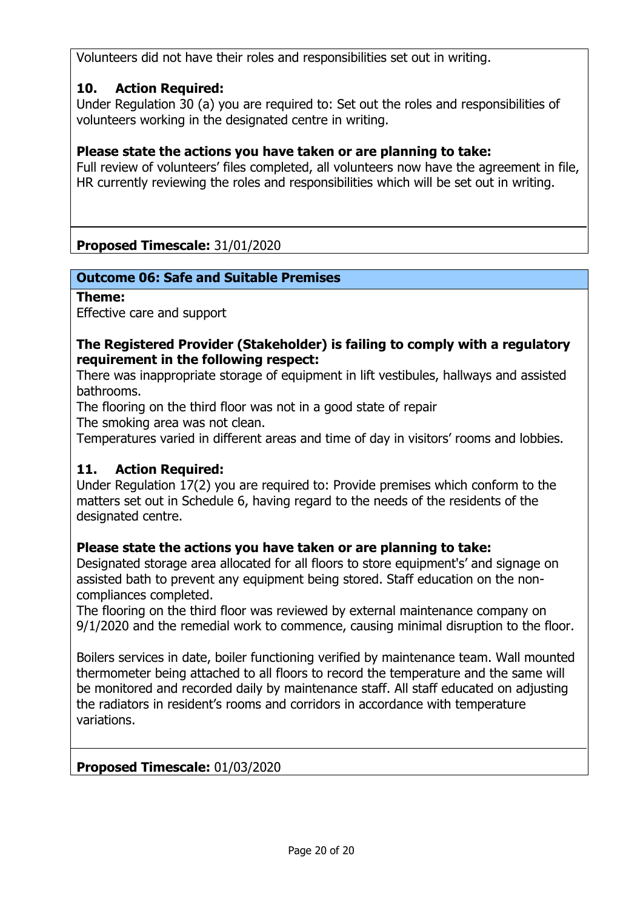Volunteers did not have their roles and responsibilities set out in writing.

**10. Action Required:**
Under Regulation 30 (a) you are required to: Set out the roles and responsibilities of volunteers working in the designated centre in writing.

**Please state the actions you have taken or are planning to take:**
Full review of volunteers' files completed, all volunteers now have the agreement in file, HR currently reviewing the roles and responsibilities which will be set out in writing.

**Proposed Timescale:** 31/01/2020

## Outcome 06: Safe and Suitable Premises

**Theme:**
Effective care and support

**The Registered Provider (Stakeholder) is failing to comply with a regulatory requirement in the following respect:**
There was inappropriate storage of equipment in lift vestibules, hallways and assisted bathrooms.
The flooring on the third floor was not in a good state of repair
The smoking area was not clean.
Temperatures varied in different areas and time of day in visitors' rooms and lobbies.

**11. Action Required:**
Under Regulation 17(2) you are required to: Provide premises which conform to the matters set out in Schedule 6, having regard to the needs of the residents of the designated centre.

**Please state the actions you have taken or are planning to take:**
Designated storage area allocated for all floors to store equipment's' and signage on assisted bath to prevent any equipment being stored. Staff education on the non-compliances completed.
The flooring on the third floor was reviewed by external maintenance company on 9/1/2020 and the remedial work to commence, causing minimal disruption to the floor.

Boilers services in date, boiler functioning verified by maintenance team. Wall mounted thermometer being attached to all floors to record the temperature and the same will be monitored and recorded daily by maintenance staff. All staff educated on adjusting the radiators in resident's rooms and corridors in accordance with temperature variations.

**Proposed Timescale:** 01/03/2020